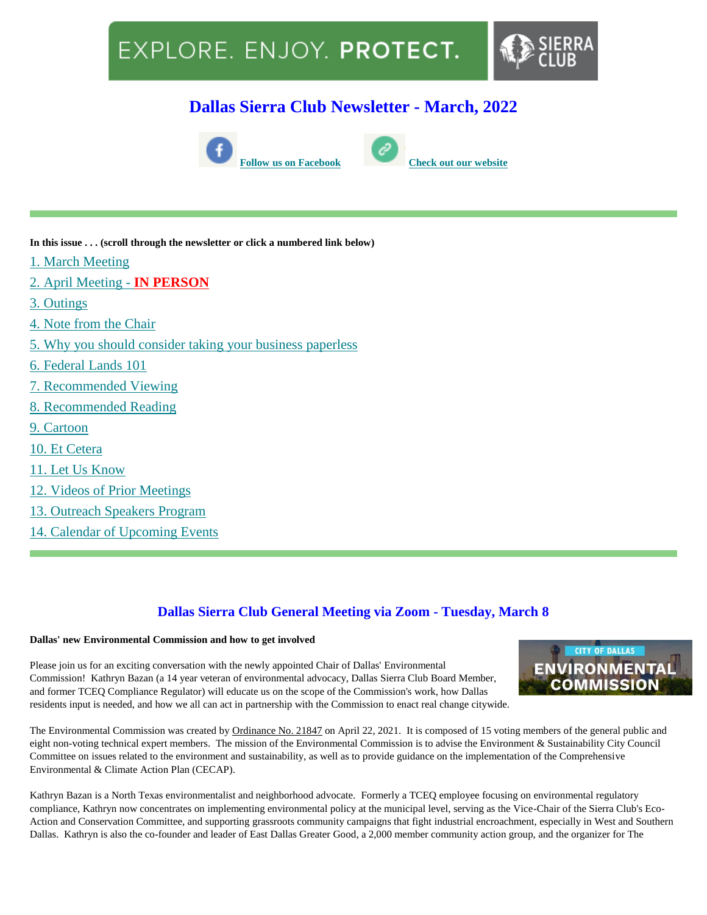EXPLORE. ENJOY. **PROTECT.** SIERRA CLUB

# Dallas Sierra Club Newsletter - March, 2022

[Follow us on Facebook](#) [Check out our website](#)

---

**In this issue . . . (scroll through the newsletter or click a numbered link below)**

1. March Meeting
2. April Meeting - **IN PERSON**
3. Outings
4. Note from the Chair
5. Why you should consider taking your business paperless
6. Federal Lands 101
7. Recommended Viewing
8. Recommended Reading
9. Cartoon
10. Et Cetera
11. Let Us Know
12. Videos of Prior Meetings
13. Outreach Speakers Program
14. Calendar of Upcoming Events

---

## Dallas Sierra Club General Meeting via Zoom - Tuesday, March 8

**Dallas' new Environmental Commission and how to get involved**

CITY OF DALLAS ENVIRONMENTAL COMMISSION

Please join us for an exciting conversation with the newly appointed Chair of Dallas' Environmental Commission! Kathryn Bazan (a 14 year veteran of environmental advocacy, Dallas Sierra Club Board Member, and former TCEQ Compliance Regulator) will educate us on the scope of the Commission's work, how Dallas residents input is needed, and how we all can act in partnership with the Commission to enact real change citywide.

The Environmental Commission was created by Ordinance No. 21847 on April 22, 2021. It is composed of 15 voting members of the general public and eight non-voting technical expert members. The mission of the Environmental Commission is to advise the Environment & Sustainability City Council Committee on issues related to the environment and sustainability, as well as to provide guidance on the implementation of the Comprehensive Environmental & Climate Action Plan (CECAP).

Kathryn Bazan is a North Texas environmentalist and neighborhood advocate. Formerly a TCEQ employee focusing on environmental regulatory compliance, Kathryn now concentrates on implementing environmental policy at the municipal level, serving as the Vice-Chair of the Sierra Club's Eco-Action and Conservation Committee, and supporting grassroots community campaigns that fight industrial encroachment, especially in West and Southern Dallas. Kathryn is also the co-founder and leader of East Dallas Greater Good, a 2,000 member community action group, and the organizer for The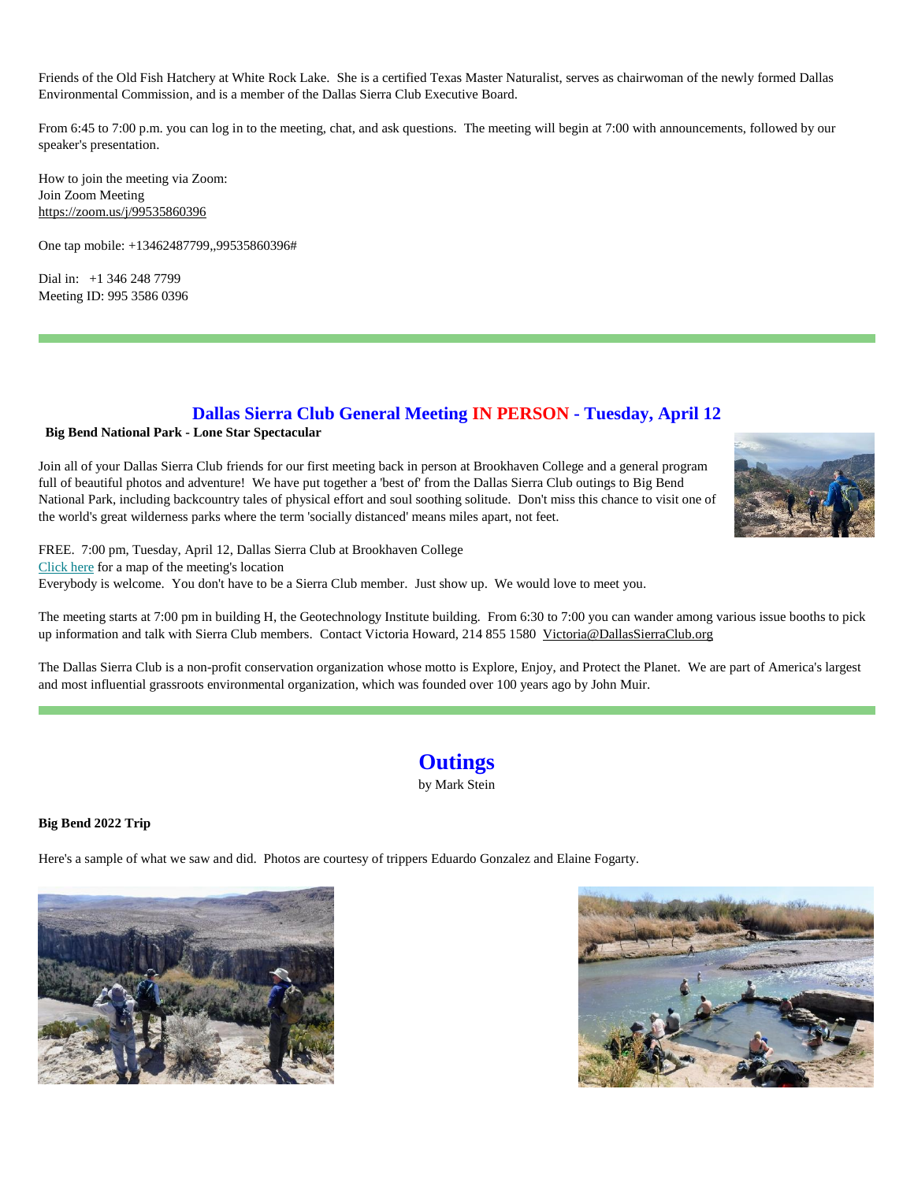Friends of the Old Fish Hatchery at White Rock Lake. She is a certified Texas Master Naturalist, serves as chairwoman of the newly formed Dallas Environmental Commission, and is a member of the Dallas Sierra Club Executive Board.

From 6:45 to 7:00 p.m. you can log in to the meeting, chat, and ask questions. The meeting will begin at 7:00 with announcements, followed by our speaker's presentation.

How to join the meeting via Zoom:
Join Zoom Meeting
https://zoom.us/j/99535860396

One tap mobile: +13462487799,,99535860396#

Dial in: +1 346 248 7799
Meeting ID: 995 3586 0396

---

## Dallas Sierra Club General Meeting IN PERSON - Tuesday, April 12

**Big Bend National Park - Lone Star Spectacular**

Join all of your Dallas Sierra Club friends for our first meeting back in person at Brookhaven College and a general program full of beautiful photos and adventure! We have put together a 'best of' from the Dallas Sierra Club outings to Big Bend National Park, including backcountry tales of physical effort and soul soothing solitude. Don't miss this chance to visit one of the world's great wilderness parks where the term 'socially distanced' means miles apart, not feet.

FREE. 7:00 pm, Tuesday, April 12, Dallas Sierra Club at Brookhaven College
Click here for a map of the meeting's location
Everybody is welcome. You don't have to be a Sierra Club member. Just show up. We would love to meet you.

The meeting starts at 7:00 pm in building H, the Geotechnology Institute building. From 6:30 to 7:00 you can wander among various issue booths to pick up information and talk with Sierra Club members. Contact Victoria Howard, 214 855 1580 Victoria@DallasSierraClub.org

The Dallas Sierra Club is a non-profit conservation organization whose motto is Explore, Enjoy, and Protect the Planet. We are part of America's largest and most influential grassroots environmental organization, which was founded over 100 years ago by John Muir.

---

# Outings

by Mark Stein

**Big Bend 2022 Trip**

Here's a sample of what we saw and did. Photos are courtesy of trippers Eduardo Gonzalez and Elaine Fogarty.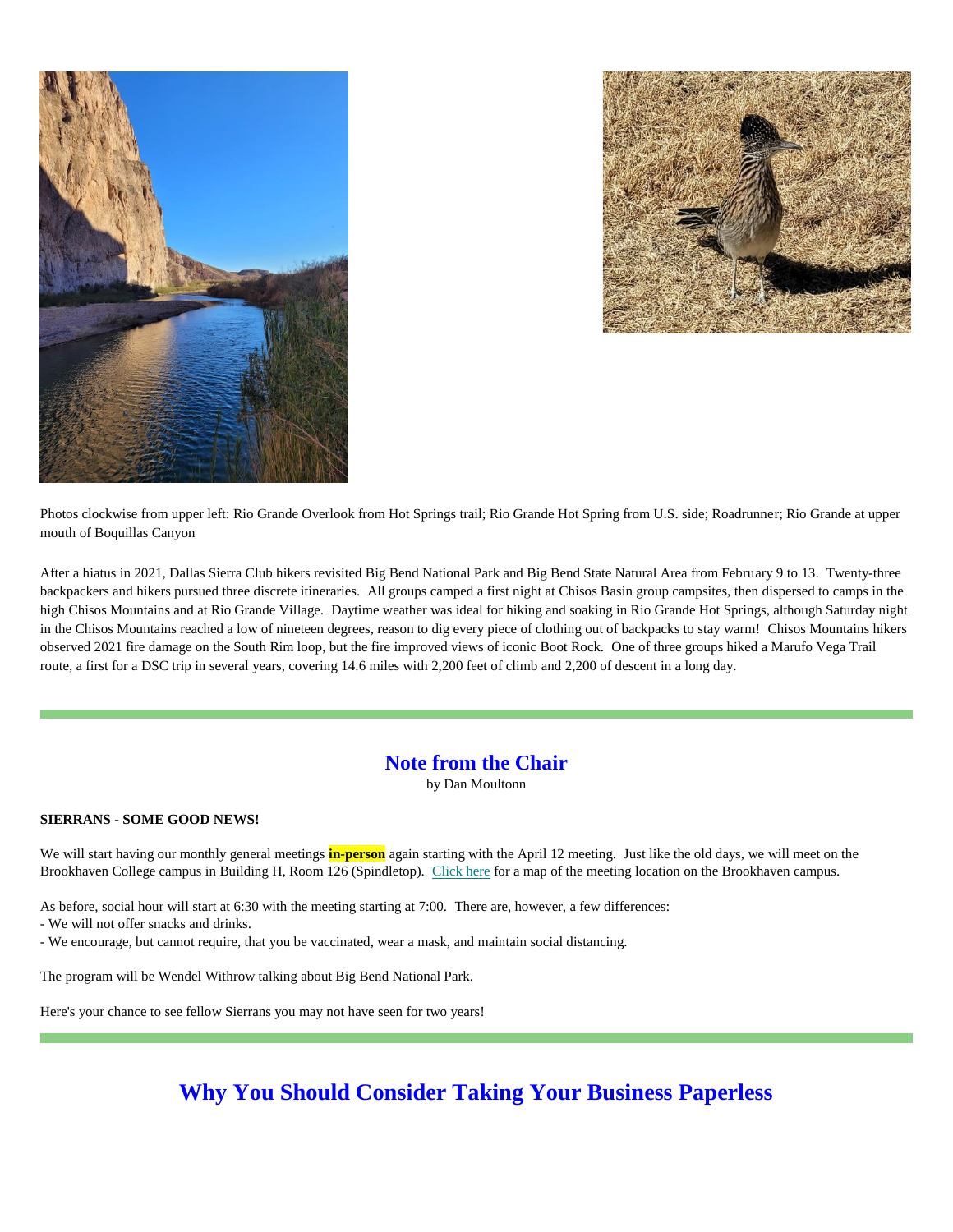Photos clockwise from upper left: Rio Grande Overlook from Hot Springs trail; Rio Grande Hot Spring from U.S. side; Roadrunner; Rio Grande at upper mouth of Boquillas Canyon

After a hiatus in 2021, Dallas Sierra Club hikers revisited Big Bend National Park and Big Bend State Natural Area from February 9 to 13. Twenty-three backpackers and hikers pursued three discrete itineraries. All groups camped a first night at Chisos Basin group campsites, then dispersed to camps in the high Chisos Mountains and at Rio Grande Village. Daytime weather was ideal for hiking and soaking in Rio Grande Hot Springs, although Saturday night in the Chisos Mountains reached a low of nineteen degrees, reason to dig every piece of clothing out of backpacks to stay warm! Chisos Mountains hikers observed 2021 fire damage on the South Rim loop, but the fire improved views of iconic Boot Rock. One of three groups hiked a Marufo Vega Trail route, a first for a DSC trip in several years, covering 14.6 miles with 2,200 feet of climb and 2,200 of descent in a long day.

---

## Note from the Chair

by Dan Moultonn

**SIERRANS - SOME GOOD NEWS!**

We will start having our monthly general meetings **in-person** again starting with the April 12 meeting. Just like the old days, we will meet on the Brookhaven College campus in Building H, Room 126 (Spindletop). Click here for a map of the meeting location on the Brookhaven campus.

As before, social hour will start at 6:30 with the meeting starting at 7:00. There are, however, a few differences:
- We will not offer snacks and drinks.
- We encourage, but cannot require, that you be vaccinated, wear a mask, and maintain social distancing.

The program will be Wendel Withrow talking about Big Bend National Park.

Here's your chance to see fellow Sierrans you may not have seen for two years!

---

## Why You Should Consider Taking Your Business Paperless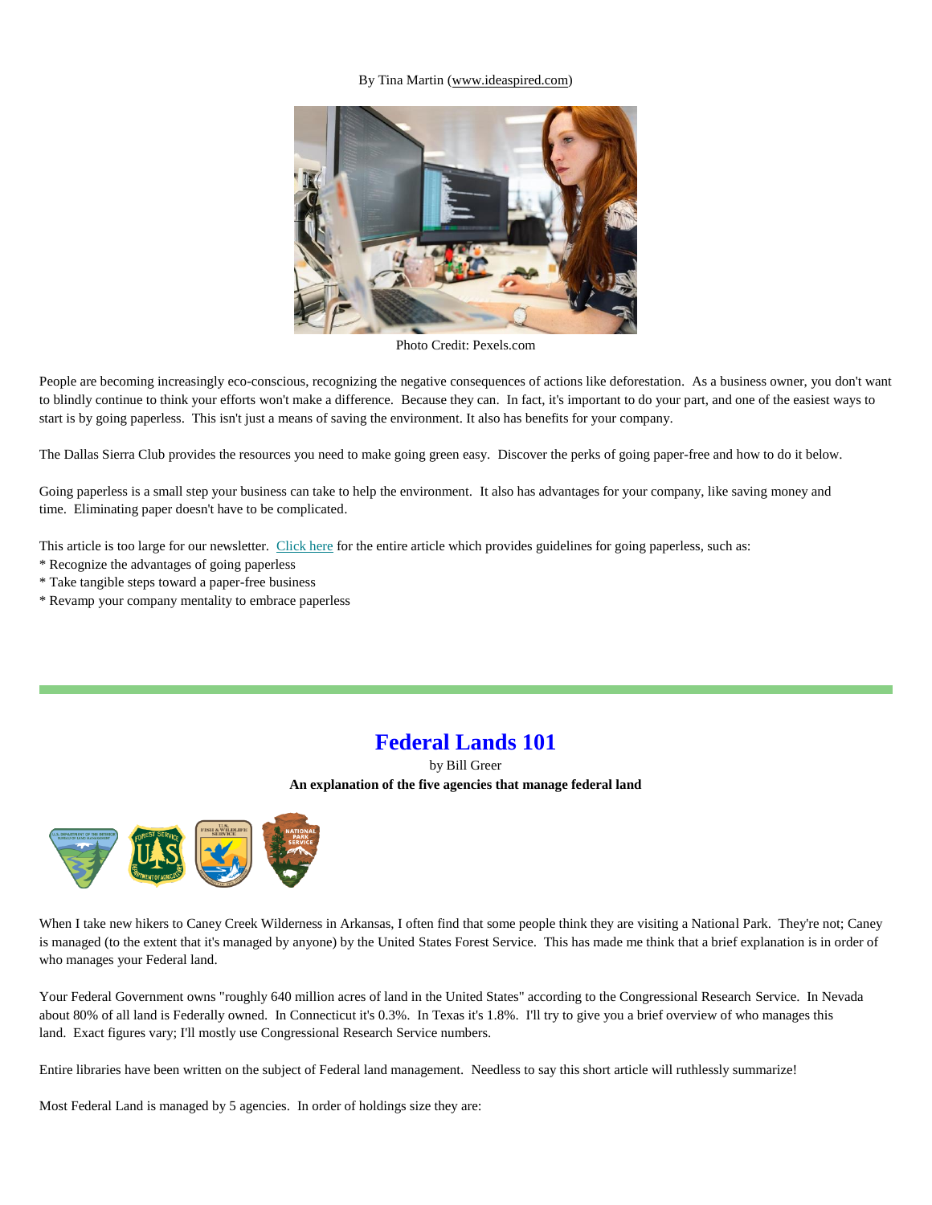By Tina Martin (www.ideaspired.com)

Photo Credit: Pexels.com

People are becoming increasingly eco-conscious, recognizing the negative consequences of actions like deforestation. As a business owner, you don't want to blindly continue to think your efforts won't make a difference. Because they can. In fact, it's important to do your part, and one of the easiest ways to start is by going paperless. This isn't just a means of saving the environment. It also has benefits for your company.

The Dallas Sierra Club provides the resources you need to make going green easy. Discover the perks of going paper-free and how to do it below.

Going paperless is a small step your business can take to help the environment. It also has advantages for your company, like saving money and time. Eliminating paper doesn't have to be complicated.

This article is too large for our newsletter. Click here for the entire article which provides guidelines for going paperless, such as:
* Recognize the advantages of going paperless
* Take tangible steps toward a paper-free business
* Revamp your company mentality to embrace paperless

---

# Federal Lands 101

by Bill Greer

**An explanation of the five agencies that manage federal land**

When I take new hikers to Caney Creek Wilderness in Arkansas, I often find that some people think they are visiting a National Park. They're not; Caney is managed (to the extent that it's managed by anyone) by the United States Forest Service. This has made me think that a brief explanation is in order of who manages your Federal land.

Your Federal Government owns "roughly 640 million acres of land in the United States" according to the Congressional Research Service. In Nevada about 80% of all land is Federally owned. In Connecticut it's 0.3%. In Texas it's 1.8%. I'll try to give you a brief overview of who manages this land. Exact figures vary; I'll mostly use Congressional Research Service numbers.

Entire libraries have been written on the subject of Federal land management. Needless to say this short article will ruthlessly summarize!

Most Federal Land is managed by 5 agencies. In order of holdings size they are: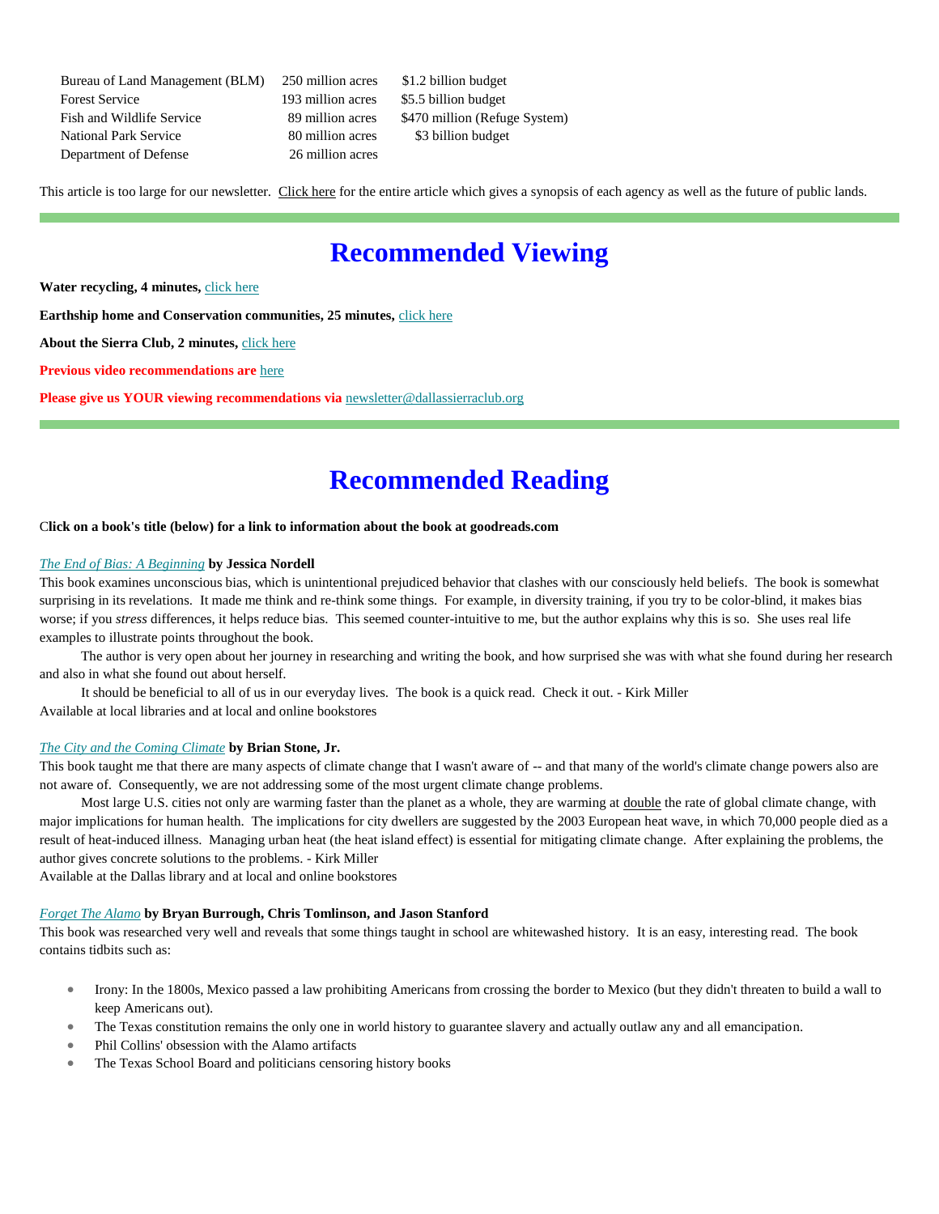| | | |
|---|---|---|
| Bureau of Land Management (BLM) | 250 million acres | $1.2 billion budget |
| Forest Service | 193 million acres | $5.5 billion budget |
| Fish and Wildlife Service | 89 million acres | $470 million (Refuge System) |
| National Park Service | 80 million acres | $3 billion budget |
| Department of Defense | 26 million acres | |

This article is too large for our newsletter. Click here for the entire article which gives a synopsis of each agency as well as the future of public lands.

# Recommended Viewing

**Water recycling, 4 minutes,** click here

**Earthship home and Conservation communities, 25 minutes,** click here

**About the Sierra Club, 2 minutes,** click here

**Previous video recommendations are** here

**Please give us YOUR viewing recommendations via** newsletter@dallassierraclub.org

# Recommended Reading

**Click on a book's title (below) for a link to information about the book at goodreads.com**

*The End of Bias: A Beginning* **by Jessica Nordell**
This book examines unconscious bias, which is unintentional prejudiced behavior that clashes with our consciously held beliefs. The book is somewhat surprising in its revelations. It made me think and re-think some things. For example, in diversity training, if you try to be color-blind, it makes bias worse; if you *stress* differences, it helps reduce bias. This seemed counter-intuitive to me, but the author explains why this is so. She uses real life examples to illustrate points throughout the book.

The author is very open about her journey in researching and writing the book, and how surprised she was with what she found during her research and also in what she found out about herself.

It should be beneficial to all of us in our everyday lives. The book is a quick read. Check it out. - Kirk Miller
Available at local libraries and at local and online bookstores

*The City and the Coming Climate* **by Brian Stone, Jr.**
This book taught me that there are many aspects of climate change that I wasn't aware of -- and that many of the world's climate change powers also are not aware of. Consequently, we are not addressing some of the most urgent climate change problems.

Most large U.S. cities not only are warming faster than the planet as a whole, they are warming at double the rate of global climate change, with major implications for human health. The implications for city dwellers are suggested by the 2003 European heat wave, in which 70,000 people died as a result of heat-induced illness. Managing urban heat (the heat island effect) is essential for mitigating climate change. After explaining the problems, the author gives concrete solutions to the problems. - Kirk Miller
Available at the Dallas library and at local and online bookstores

*Forget The Alamo* **by Bryan Burrough, Chris Tomlinson, and Jason Stanford**
This book was researched very well and reveals that some things taught in school are whitewashed history. It is an easy, interesting read. The book contains tidbits such as:

- Irony: In the 1800s, Mexico passed a law prohibiting Americans from crossing the border to Mexico (but they didn't threaten to build a wall to keep Americans out).
- The Texas constitution remains the only one in world history to guarantee slavery and actually outlaw any and all emancipation.
- Phil Collins' obsession with the Alamo artifacts
- The Texas School Board and politicians censoring history books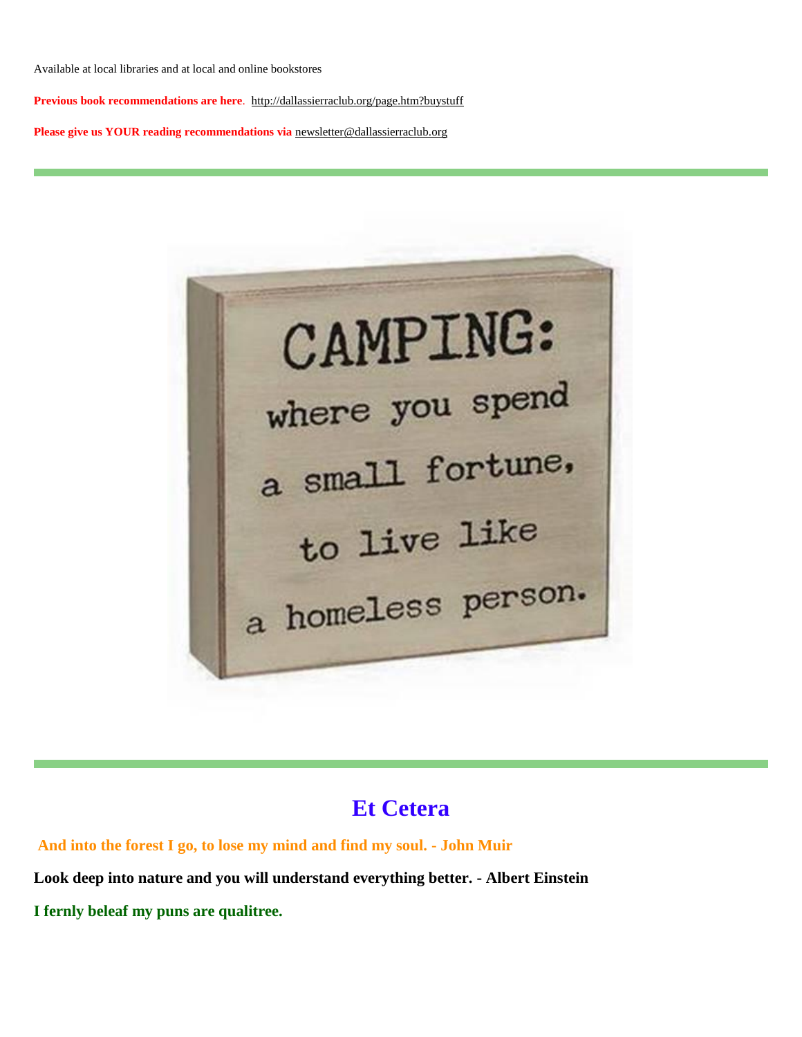Available at local libraries and at local and online bookstores

**Previous book recommendations are here**. http://dallassierraclub.org/page.htm?buystuff

**Please give us YOUR reading recommendations via** newsletter@dallassierraclub.org

---

CAMPING:
where you spend
a small fortune,
to live like
a homeless person.

---

## Et Cetera

**And into the forest I go, to lose my mind and find my soul. - John Muir**

**Look deep into nature and you will understand everything better. - Albert Einstein**

**I fernly beleaf my puns are qualitree.**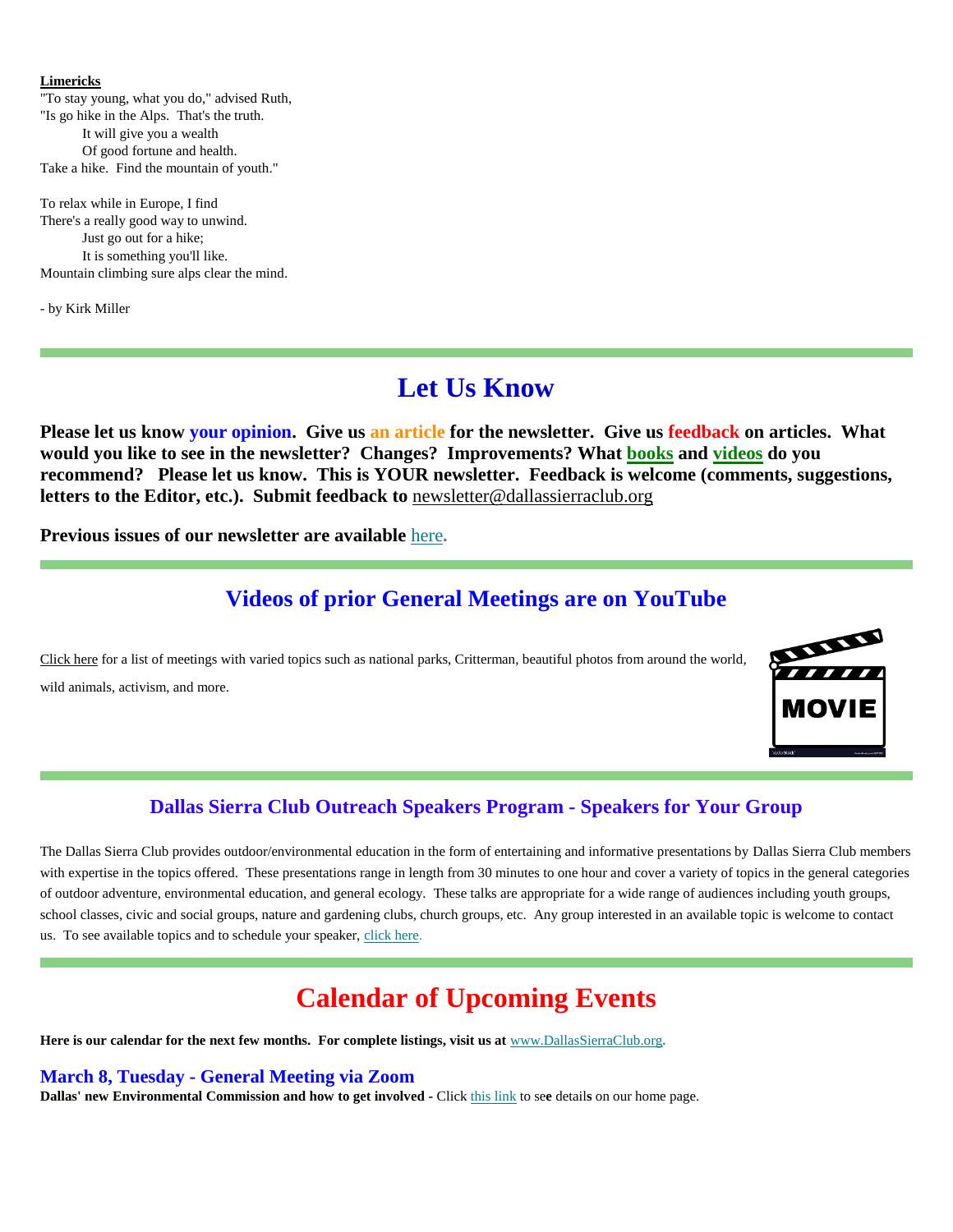**Limericks**

"To stay young, what you do," advised Ruth,
"Is go hike in the Alps. That's the truth.
It will give you a wealth
Of good fortune and health.
Take a hike. Find the mountain of youth."

To relax while in Europe, I find
There's a really good way to unwind.
Just go out for a hike;
It is something you'll like.
Mountain climbing sure alps clear the mind.

- by Kirk Miller

# Let Us Know

**Please let us know your opinion. Give us an article for the newsletter. Give us feedback on articles. What would you like to see in the newsletter? Changes? Improvements? What books and videos do you recommend? Please let us know. This is YOUR newsletter. Feedback is welcome (comments, suggestions, letters to the Editor, etc.). Submit feedback to** newsletter@dallassierraclub.org

**Previous issues of our newsletter are available** here.

## Videos of prior General Meetings are on YouTube

Click here for a list of meetings with varied topics such as national parks, Critterman, beautiful photos from around the world, wild animals, activism, and more.

### Dallas Sierra Club Outreach Speakers Program - Speakers for Your Group

The Dallas Sierra Club provides outdoor/environmental education in the form of entertaining and informative presentations by Dallas Sierra Club members with expertise in the topics offered. These presentations range in length from 30 minutes to one hour and cover a variety of topics in the general categories of outdoor adventure, environmental education, and general ecology. These talks are appropriate for a wide range of audiences including youth groups, school classes, civic and social groups, nature and gardening clubs, church groups, etc. Any group interested in an available topic is welcome to contact us. To see available topics and to schedule your speaker, click here.

# Calendar of Upcoming Events

**Here is our calendar for the next few months. For complete listings, visit us at** www.DallasSierraClub.org.

### March 8, Tuesday - General Meeting via Zoom

**Dallas' new Environmental Commission and how to get involved -** Click this link to see details on our home page.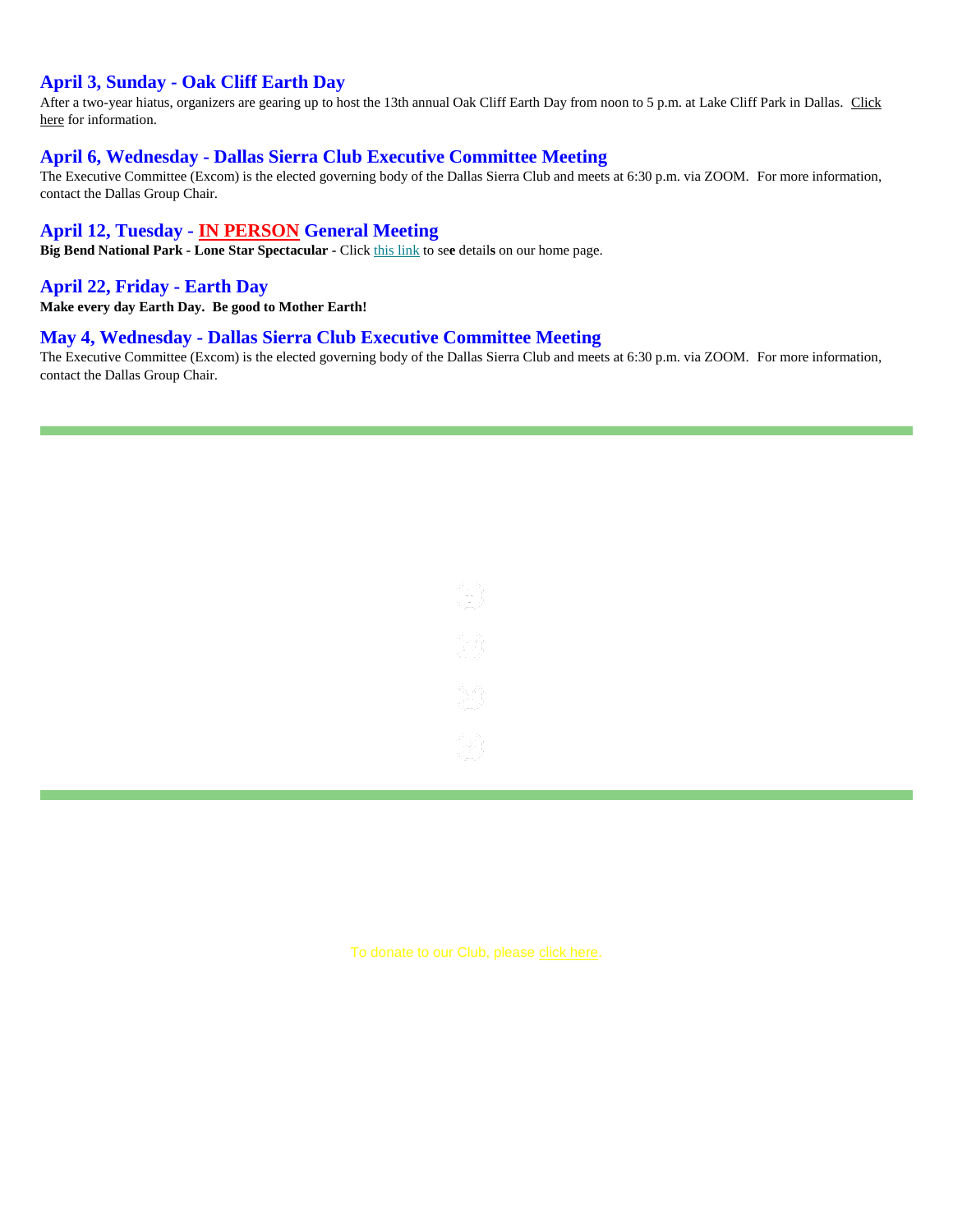### April 3, Sunday - Oak Cliff Earth Day

After a two-year hiatus, organizers are gearing up to host the 13th annual Oak Cliff Earth Day from noon to 5 p.m. at Lake Cliff Park in Dallas. Click here for information.

### April 6, Wednesday - Dallas Sierra Club Executive Committee Meeting

The Executive Committee (Excom) is the elected governing body of the Dallas Sierra Club and meets at 6:30 p.m. via ZOOM. For more information, contact the Dallas Group Chair.

### April 12, Tuesday - IN PERSON General Meeting

**Big Bend National Park - Lone Star Spectacular** - Click this link to see details on our home page.

### April 22, Friday - Earth Day

**Make every day Earth Day. Be good to Mother Earth!**

### May 4, Wednesday - Dallas Sierra Club Executive Committee Meeting

The Executive Committee (Excom) is the elected governing body of the Dallas Sierra Club and meets at 6:30 p.m. via ZOOM. For more information, contact the Dallas Group Chair.

---

---

To donate to our Club, please click here.